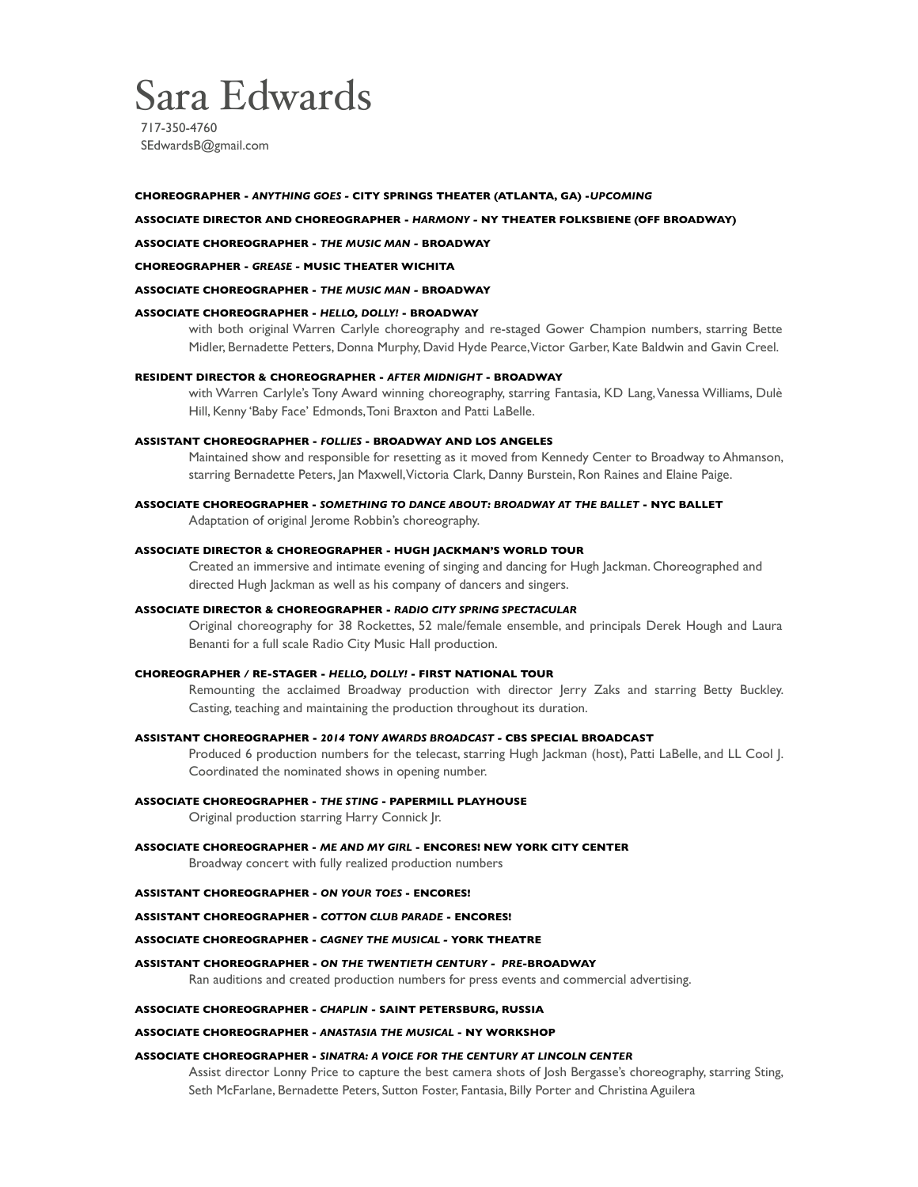# Sara Edwards

717-350-4760
SEdwardsB@gmail.com

**CHOREOGRAPHER - *ANYTHING GOES* - CITY SPRINGS THEATER (ATLANTA, GA) -*UPCOMING***

**ASSOCIATE DIRECTOR AND CHOREOGRAPHER - *HARMONY* - NY THEATER FOLKSBIENE (OFF BROADWAY)**

**ASSOCIATE CHOREOGRAPHER - *THE MUSIC MAN* - BROADWAY**

**CHOREOGRAPHER - *GREASE* - MUSIC THEATER WICHITA**

**ASSOCIATE CHOREOGRAPHER - *THE MUSIC MAN* - BROADWAY**

**ASSOCIATE CHOREOGRAPHER - *HELLO, DOLLY!* - BROADWAY**

with both original Warren Carlyle choreography and re-staged Gower Champion numbers, starring Bette Midler, Bernadette Petters, Donna Murphy, David Hyde Pearce, Victor Garber, Kate Baldwin and Gavin Creel.

**RESIDENT DIRECTOR & CHOREOGRAPHER - *AFTER MIDNIGHT* - BROADWAY**

with Warren Carlyle's Tony Award winning choreography, starring Fantasia, KD Lang, Vanessa Williams, Dulè Hill, Kenny 'Baby Face' Edmonds, Toni Braxton and Patti LaBelle.

**ASSISTANT CHOREOGRAPHER - *FOLLIES* - BROADWAY AND LOS ANGELES**

Maintained show and responsible for resetting as it moved from Kennedy Center to Broadway to Ahmanson, starring Bernadette Peters, Jan Maxwell, Victoria Clark, Danny Burstein, Ron Raines and Elaine Paige.

**ASSOCIATE CHOREOGRAPHER - *SOMETHING TO DANCE ABOUT: BROADWAY AT THE BALLET* - NYC BALLET**

Adaptation of original Jerome Robbin's choreography.

**ASSOCIATE DIRECTOR & CHOREOGRAPHER - HUGH JACKMAN'S WORLD TOUR**

Created an immersive and intimate evening of singing and dancing for Hugh Jackman. Choreographed and directed Hugh Jackman as well as his company of dancers and singers.

**ASSOCIATE DIRECTOR & CHOREOGRAPHER - *RADIO CITY SPRING SPECTACULAR***

Original choreography for 38 Rockettes, 52 male/female ensemble, and principals Derek Hough and Laura Benanti for a full scale Radio City Music Hall production.

**CHOREOGRAPHER / RE-STAGER - *HELLO, DOLLY!* - FIRST NATIONAL TOUR**

Remounting the acclaimed Broadway production with director Jerry Zaks and starring Betty Buckley. Casting, teaching and maintaining the production throughout its duration.

**ASSISTANT CHOREOGRAPHER - *2014 TONY AWARDS BROADCAST* - CBS SPECIAL BROADCAST**

Produced 6 production numbers for the telecast, starring Hugh Jackman (host), Patti LaBelle, and LL Cool J. Coordinated the nominated shows in opening number.

**ASSOCIATE CHOREOGRAPHER - *THE STING* - PAPERMILL PLAYHOUSE**

Original production starring Harry Connick Jr.

**ASSOCIATE CHOREOGRAPHER - *ME AND MY GIRL* - ENCORES! NEW YORK CITY CENTER**

Broadway concert with fully realized production numbers

**ASSISTANT CHOREOGRAPHER - *ON YOUR TOES* - ENCORES!**

**ASSISTANT CHOREOGRAPHER - *COTTON CLUB PARADE* - ENCORES!**

**ASSOCIATE CHOREOGRAPHER - *CAGNEY THE MUSICAL* - YORK THEATRE**

**ASSISTANT CHOREOGRAPHER - *ON THE TWENTIETH CENTURY* - *PRE*-BROADWAY**

Ran auditions and created production numbers for press events and commercial advertising.

**ASSOCIATE CHOREOGRAPHER - *CHAPLIN* - SAINT PETERSBURG, RUSSIA**

**ASSOCIATE CHOREOGRAPHER - *ANASTASIA THE MUSICAL* - NY WORKSHOP**

**ASSOCIATE CHOREOGRAPHER - *SINATRA: A VOICE FOR THE CENTURY AT LINCOLN CENTER***

Assist director Lonny Price to capture the best camera shots of Josh Bergasse's choreography, starring Sting, Seth McFarlane, Bernadette Peters, Sutton Foster, Fantasia, Billy Porter and Christina Aguilera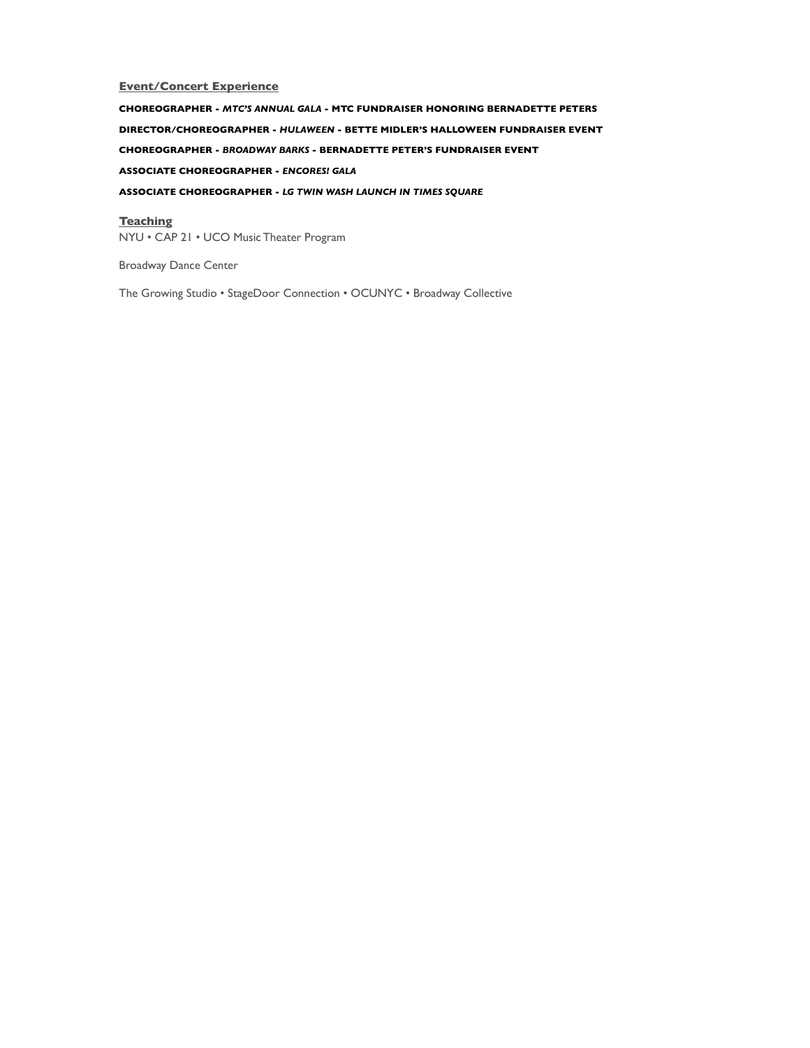**Event/Concert Experience**

**CHOREOGRAPHER - *MTC'S ANNUAL GALA* - MTC FUNDRAISER HONORING BERNADETTE PETERS**

**DIRECTOR/CHOREOGRAPHER - *HULAWEEN* - BETTE MIDLER'S HALLOWEEN FUNDRAISER EVENT**

**CHOREOGRAPHER - *BROADWAY BARKS* - BERNADETTE PETER'S FUNDRAISER EVENT**

**ASSOCIATE CHOREOGRAPHER - *ENCORES! GALA***

**ASSOCIATE CHOREOGRAPHER - *LG TWIN WASH LAUNCH IN TIMES SQUARE***

**Teaching**

NYU • CAP 21 • UCO Music Theater Program

Broadway Dance Center

The Growing Studio • StageDoor Connection • OCUNYC • Broadway Collective